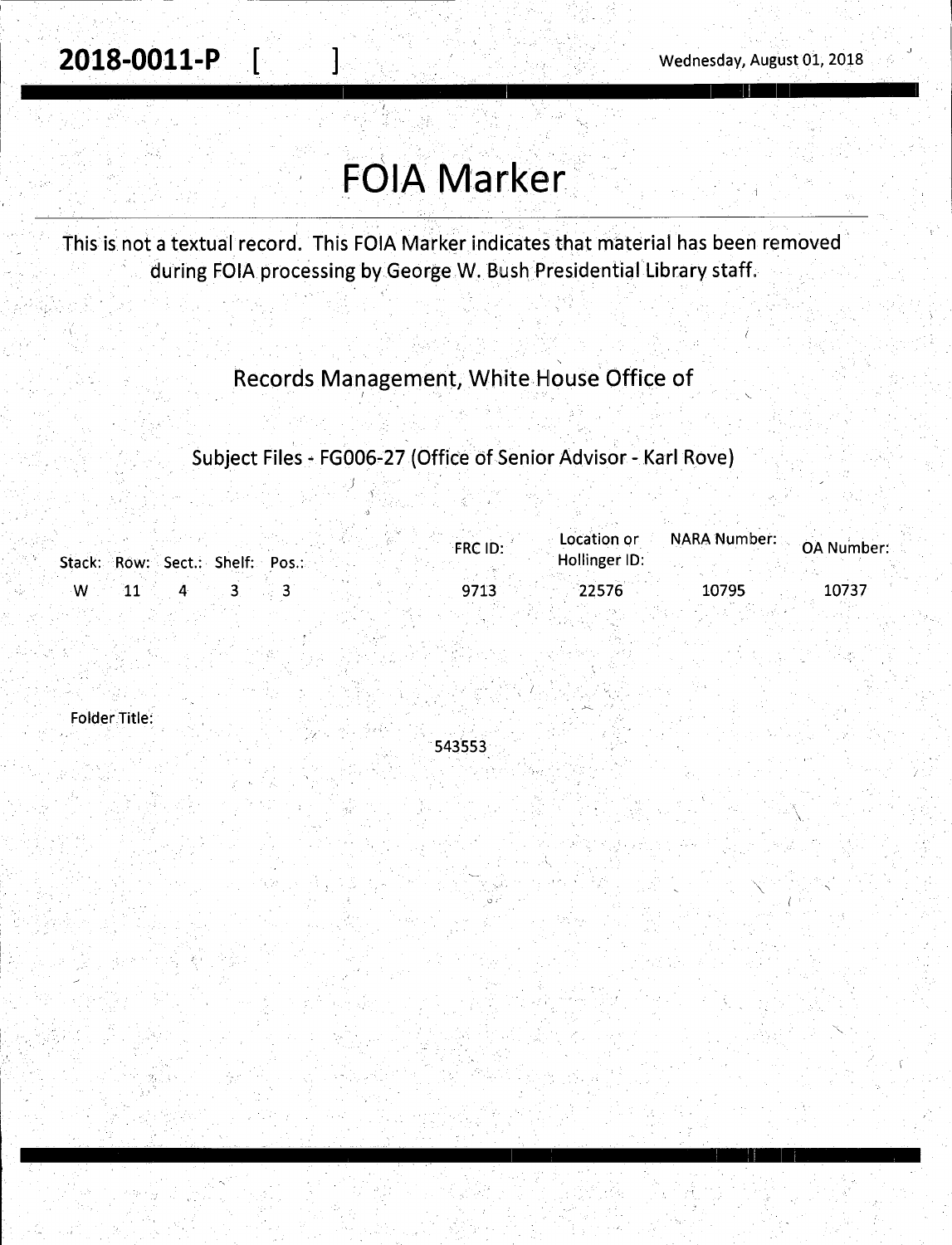**2018-0011-P [ ]** Wednesday, August 01, 2018

# FOIA Marker

This is not a textual record. This FOIA Marker indicates that material has been removed during FOIA processing by George W. Bush Presidential Library staff.

Records Management, White House Office of

Subject Files - FG006-27 (Office of Senior Advisor - Karl Rove)

| Stack: | Row: | Sect.: | Shelf: | Pos.: | FRC ID: | Location or Hollinger ID: | NARA Number: | OA Number: |
|---|---|---|---|---|---|---|---|---|
| W | 11 | 4 | 3 | 3 | 9713 | 22576 | 10795 | 10737 |

Folder Title:

543553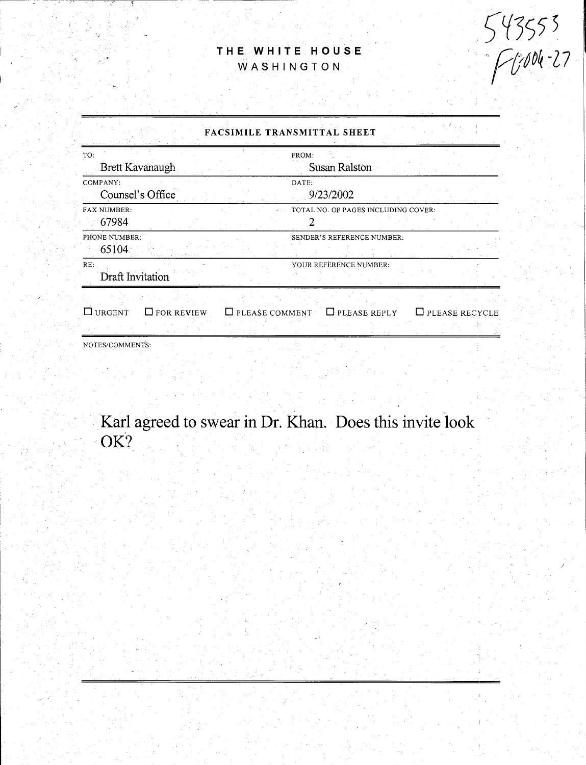543553
FG004-27

**THE WHITE HOUSE**
WASHINGTON

## FACSIMILE TRANSMITTAL SHEET

| TO: | FROM: |
|---|---|
| Brett Kavanaugh | Susan Ralston |
| COMPANY: | DATE: |
| Counsel's Office | 9/23/2002 |
| FAX NUMBER: | TOTAL NO. OF PAGES INCLUDING COVER: |
| 67984 | 2 |
| PHONE NUMBER: | SENDER'S REFERENCE NUMBER: |
| 65104 | |
| RE: | YOUR REFERENCE NUMBER: |
| Draft Invitation | |

☐ URGENT ☐ FOR REVIEW ☐ PLEASE COMMENT ☐ PLEASE REPLY ☐ PLEASE RECYCLE

NOTES/COMMENTS:

Karl agreed to swear in Dr. Khan. Does this invite look OK?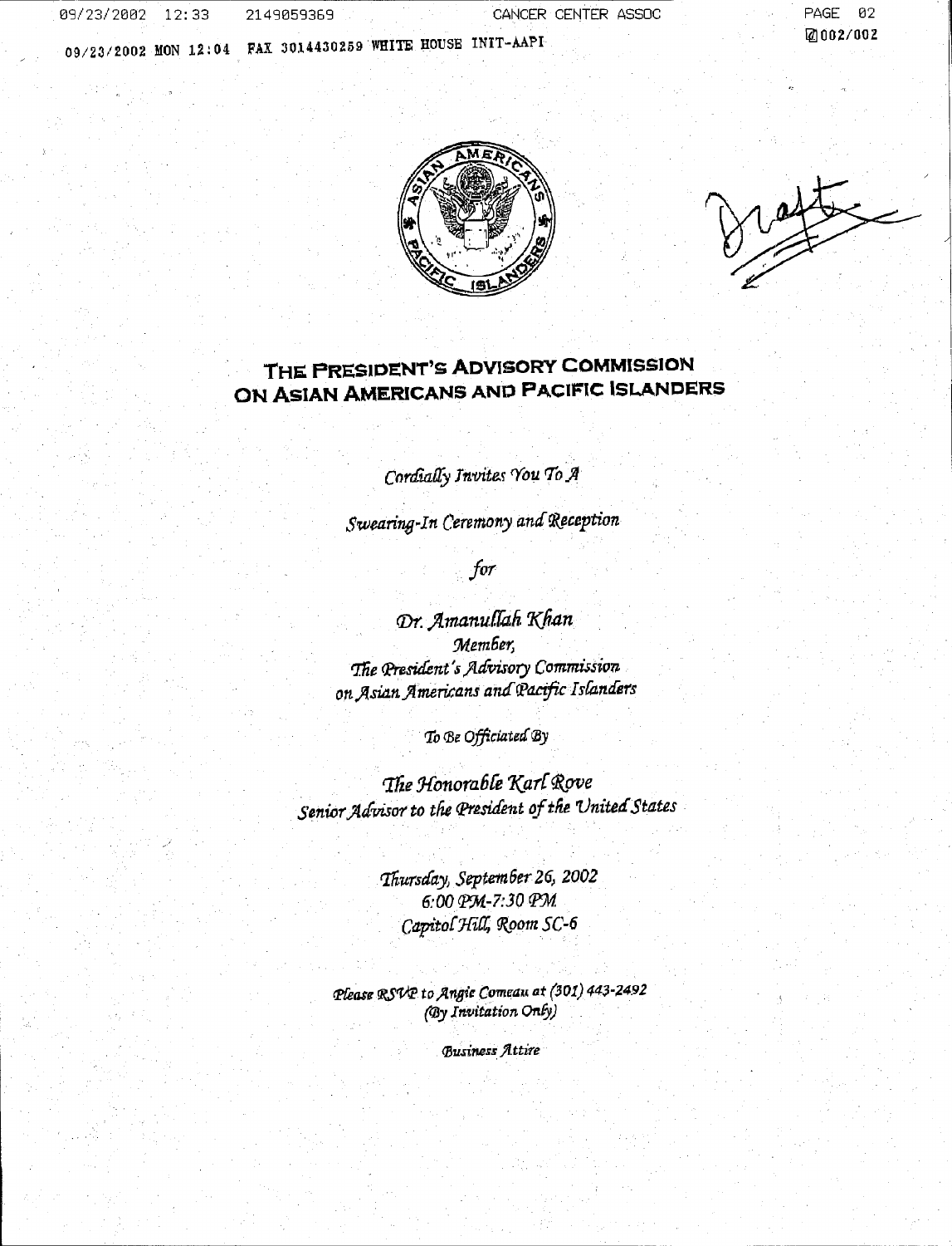Draft

# THE PRESIDENT'S ADVISORY COMMISSION ON ASIAN AMERICANS AND PACIFIC ISLANDERS

*Cordially Invites You To A*

*Swearing-In Ceremony and Reception*

*for*

*Dr. Amanullah Khan*
*Member,*
*The President's Advisory Commission on Asian Americans and Pacific Islanders*

*To Be Officiated By*

*The Honorable Karl Rove*
*Senior Advisor to the President of the United States*

*Thursday, September 26, 2002*
*6:00 PM-7:30 PM*
*Capitol Hill, Room SC-6*

*Please RSVP to Angie Comeau at (301) 443-2492*
*(By Invitation Only)*

*Business Attire*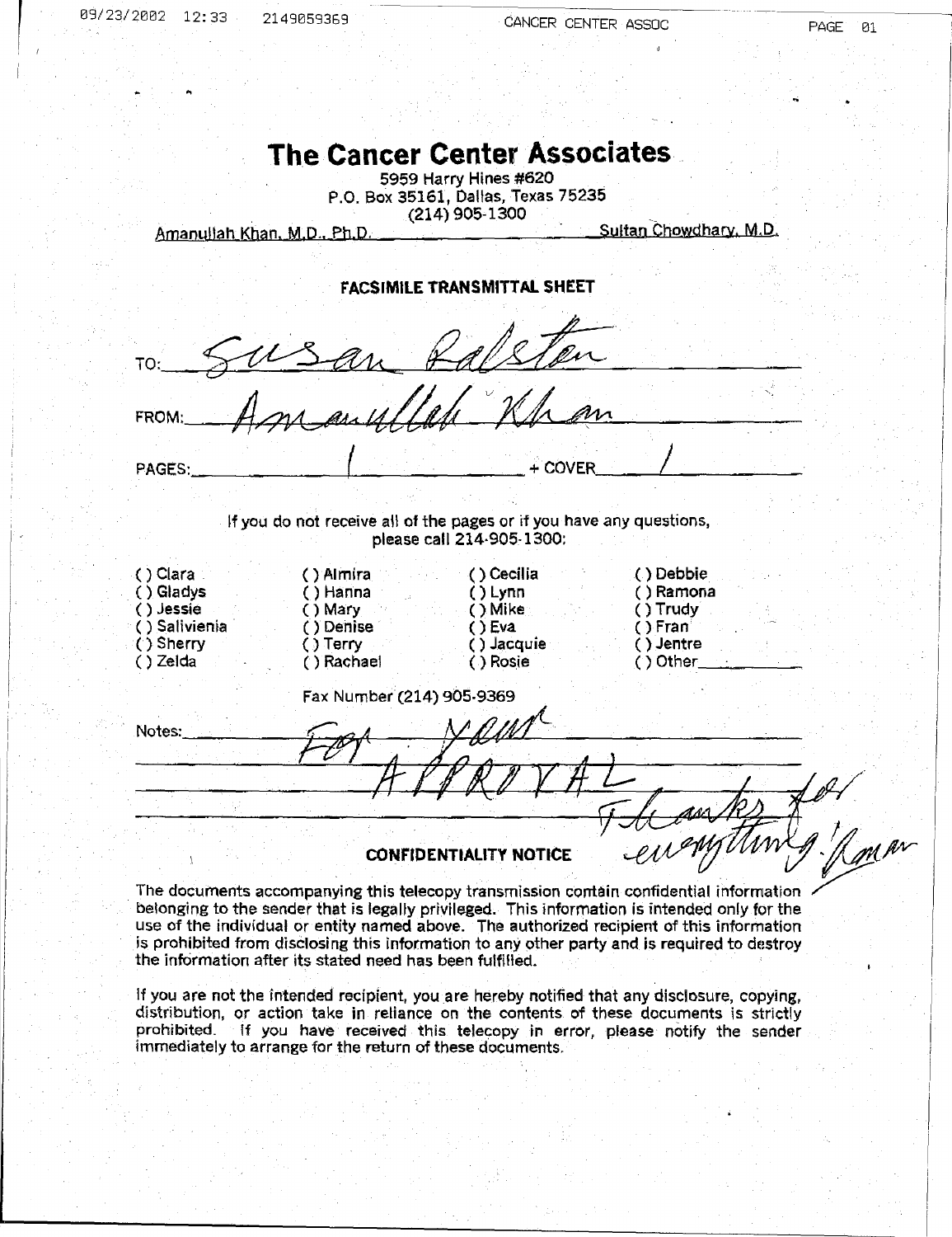# The Cancer Center Associates

5959 Harry Hines #620
P.O. Box 35161, Dallas, Texas 75235
(214) 905-1300

Amanullah Khan, M.D., Ph.D. Sultan Chowdhary, M.D.

## FACSIMILE TRANSMITTAL SHEET

TO: Susan Ralston

FROM: Amanullah Khan

PAGES: 1 + COVER 1

If you do not receive all of the pages or if you have any questions, please call 214-905-1300:

| | | | |
|---|---|---|---|
| ( ) Clara | ( ) Almira | ( ) Cecilia | ( ) Debbie |
| ( ) Gladys | ( ) Hanna | ( ) Lynn | ( ) Ramona |
| ( ) Jessie | ( ) Mary | ( ) Mike | ( ) Trudy |
| ( ) Salivienia | ( ) Denise | ( ) Eva | ( ) Fran |
| ( ) Sherry | ( ) Terry | ( ) Jacquie | ( ) Jentre |
| ( ) Zelda | ( ) Rachael | ( ) Rosie | ( ) Other_____ |

Fax Number (214) 905-9369

Notes: For your APPROVAL

Thanks for everything. Aman

### CONFIDENTIALITY NOTICE

The documents accompanying this telecopy transmission contain confidential information belonging to the sender that is legally privileged. This information is intended only for the use of the individual or entity named above. The authorized recipient of this information is prohibited from disclosing this information to any other party and is required to destroy the information after its stated need has been fulfilled.

If you are not the intended recipient, you are hereby notified that any disclosure, copying, distribution, or action take in reliance on the contents of these documents is strictly prohibited. If you have received this telecopy in error, please notify the sender immediately to arrange for the return of these documents.